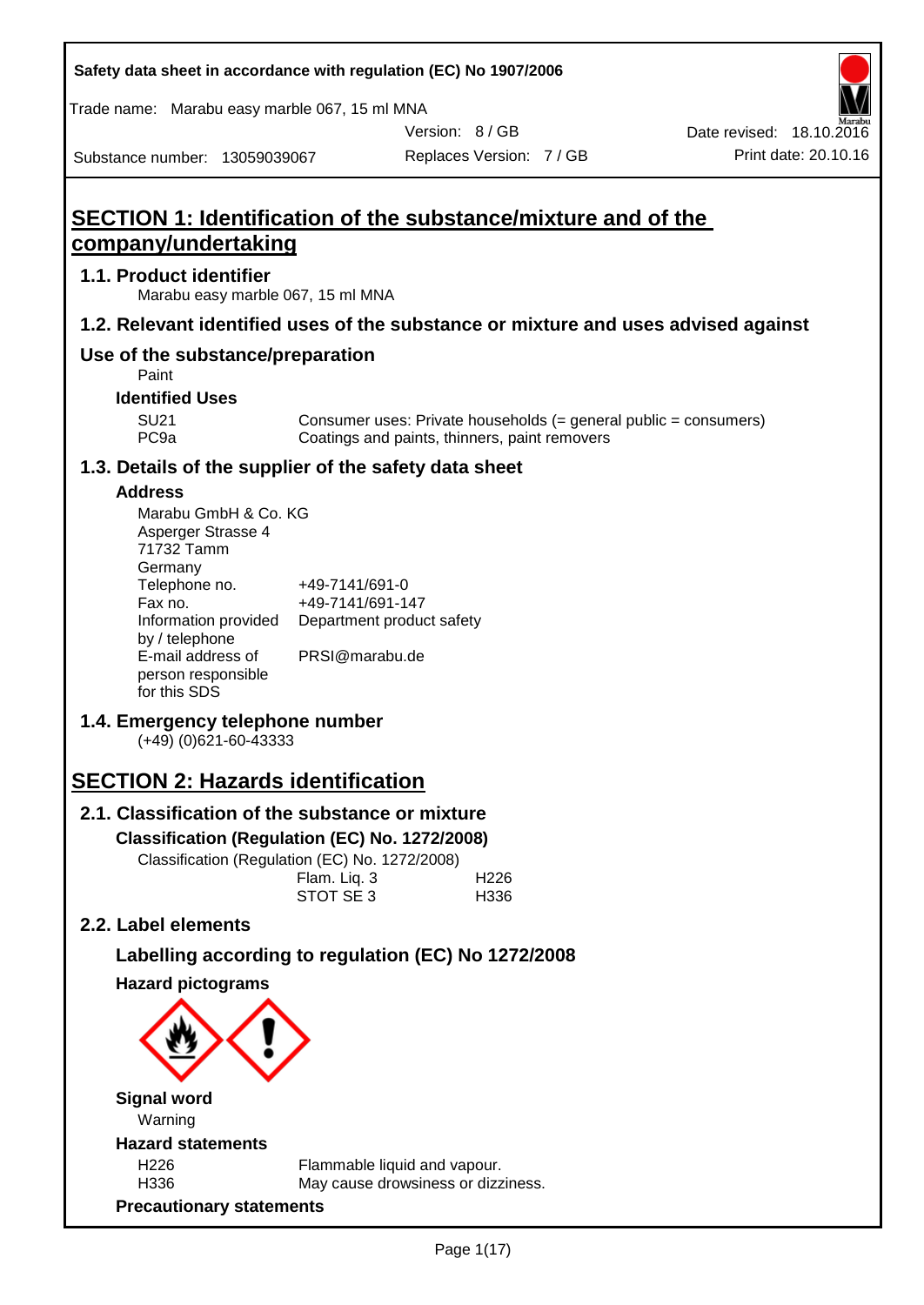**Safety data sheet in accordance with regulation (EC) No 1907/2006**

Trade name: Marabu easy marble 067, 15 ml MNA

| Substance number: 13059039067 | Version: 8 / GB | Date revised: 18.10.2016 |
|---|---|---|
| | Replaces Version: 7 / GB | Print date: 20.10.16 |

# SECTION 1: Identification of the substance/mixture and of the company/undertaking

## 1.1. Product identifier

Marabu easy marble 067, 15 ml MNA

## 1.2. Relevant identified uses of the substance or mixture and uses advised against

## Use of the substance/preparation

Paint

### Identified Uses

| | |
|---|---|
| SU21 | Consumer uses: Private households (= general public = consumers) |
| PC9a | Coatings and paints, thinners, paint removers |

## 1.3. Details of the supplier of the safety data sheet

### Address

Marabu GmbH & Co. KG
Asperger Strasse 4
71732 Tamm
Germany

| | |
|---|---|
| Telephone no. | +49-7141/691-0 |
| Fax no. | +49-7141/691-147 |
| Information provided by / telephone | Department product safety |
| E-mail address of person responsible for this SDS | PRSI@marabu.de |

## 1.4. Emergency telephone number

(+49) (0)621-60-43333

# SECTION 2: Hazards identification

## 2.1. Classification of the substance or mixture

### Classification (Regulation (EC) No. 1272/2008)

Classification (Regulation (EC) No. 1272/2008)

| | |
|---|---|
| Flam. Liq. 3 | H226 |
| STOT SE 3 | H336 |

## 2.2. Label elements

### Labelling according to regulation (EC) No 1272/2008

### Hazard pictograms

### Signal word

Warning

### Hazard statements

| | |
|---|---|
| H226 | Flammable liquid and vapour. |
| H336 | May cause drowsiness or dizziness. |

### Precautionary statements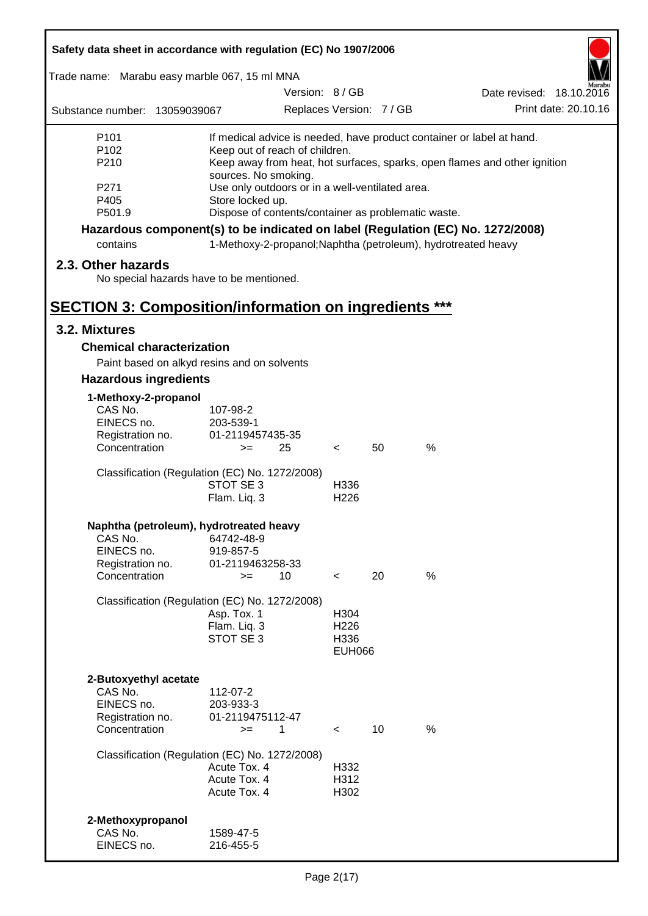| | |
|---|---|
| P101 | If medical advice is needed, have product container or label at hand. |
| P102 | Keep out of reach of children. |
| P210 | Keep away from heat, hot surfaces, sparks, open flames and other ignition sources. No smoking. |
| P271 | Use only outdoors or in a well-ventilated area. |
| P405 | Store locked up. |
| P501.9 | Dispose of contents/container as problematic waste. |

**Hazardous component(s) to be indicated on label (Regulation (EC) No. 1272/2008)**

contains 1-Methoxy-2-propanol;Naphtha (petroleum), hydrotreated heavy

## 2.3. Other hazards

No special hazards have to be mentioned.

# SECTION 3: Composition/information on ingredients ***

## 3.2. Mixtures

### Chemical characterization

Paint based on alkyd resins and on solvents

### Hazardous ingredients

**1-Methoxy-2-propanol**

| | | | | | |
|---|---|---|---|---|---|
| CAS No. | 107-98-2 | | | | |
| EINECS no. | 203-539-1 | | | | |
| Registration no. | 01-2119457435-35 | | | | |
| Concentration | >= | 25 | < | 50 | % |

Classification (Regulation (EC) No. 1272/2008)

| | |
|---|---|
| STOT SE 3 | H336 |
| Flam. Liq. 3 | H226 |

**Naphtha (petroleum), hydrotreated heavy**

| | | | | | |
|---|---|---|---|---|---|
| CAS No. | 64742-48-9 | | | | |
| EINECS no. | 919-857-5 | | | | |
| Registration no. | 01-2119463258-33 | | | | |
| Concentration | >= | 10 | < | 20 | % |

Classification (Regulation (EC) No. 1272/2008)

| | |
|---|---|
| Asp. Tox. 1 | H304 |
| Flam. Liq. 3 | H226 |
| STOT SE 3 | H336 |
| | EUH066 |

**2-Butoxyethyl acetate**

| | | | | | |
|---|---|---|---|---|---|
| CAS No. | 112-07-2 | | | | |
| EINECS no. | 203-933-3 | | | | |
| Registration no. | 01-2119475112-47 | | | | |
| Concentration | >= | 1 | < | 10 | % |

Classification (Regulation (EC) No. 1272/2008)

| | |
|---|---|
| Acute Tox. 4 | H332 |
| Acute Tox. 4 | H312 |
| Acute Tox. 4 | H302 |

**2-Methoxypropanol**

| | |
|---|---|
| CAS No. | 1589-47-5 |
| EINECS no. | 216-455-5 |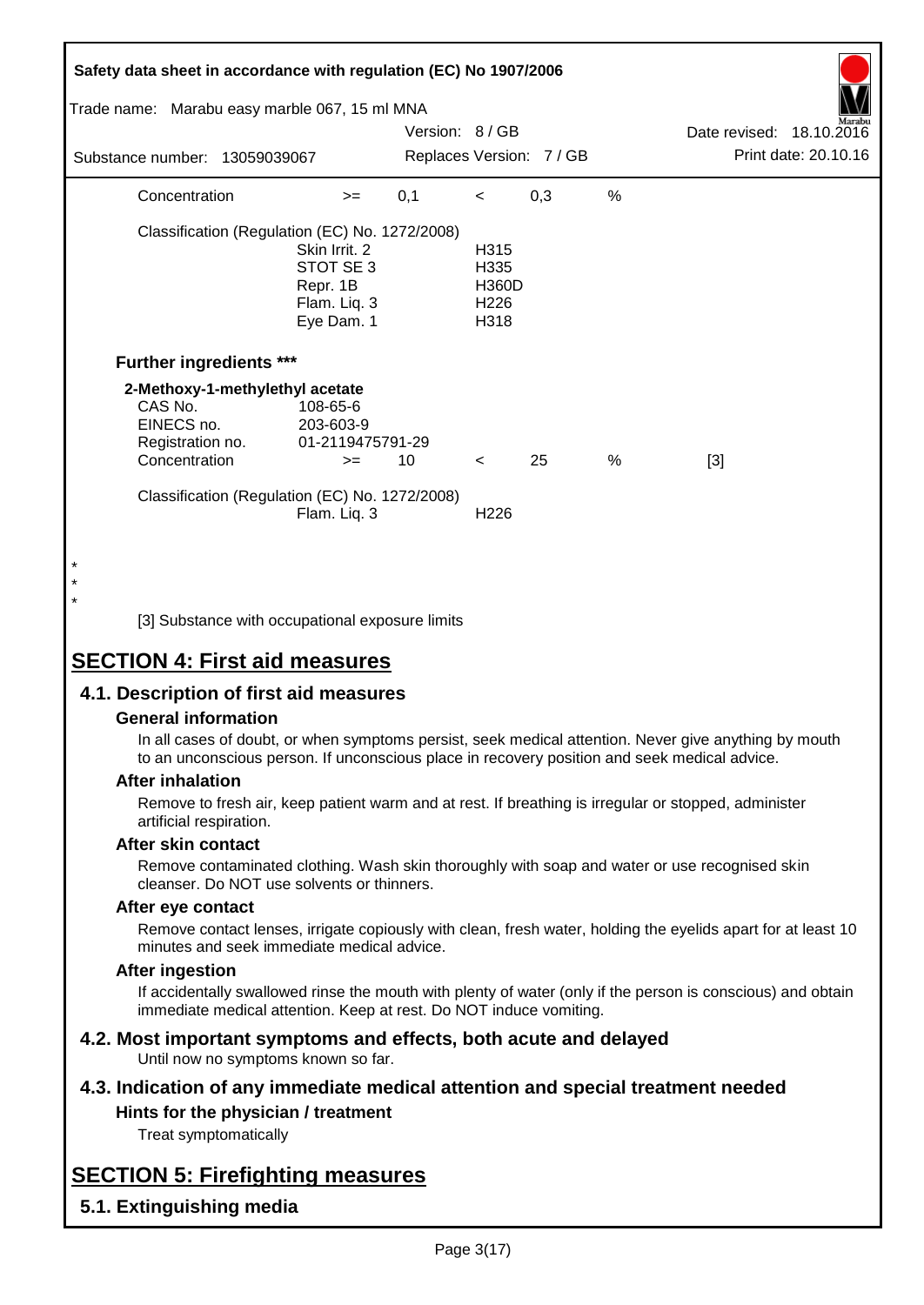| | | | | | | |
|---|---|---|---|---|---|---|
| Concentration | >= | 0,1 | < | 0,3 | % | |

Classification (Regulation (EC) No. 1272/2008)

| | |
|---|---|
| Skin Irrit. 2 | H315 |
| STOT SE 3 | H335 |
| Repr. 1B | H360D |
| Flam. Liq. 3 | H226 |
| Eye Dam. 1 | H318 |

**Further ingredients *****

**2-Methoxy-1-methylethyl acetate**

| | | | | | | |
|---|---|---|---|---|---|---|
| CAS No. | 108-65-6 | | | | | |
| EINECS no. | 203-603-9 | | | | | |
| Registration no. | 01-2119475791-29 | | | | | |
| Concentration | >= | 10 | < | 25 | % | [3] |

Classification (Regulation (EC) No. 1272/2008)

| | |
|---|---|
| Flam. Liq. 3 | H226 |

*
*
*

[3] Substance with occupational exposure limits

# SECTION 4: First aid measures

## 4.1. Description of first aid measures

### General information

In all cases of doubt, or when symptoms persist, seek medical attention. Never give anything by mouth to an unconscious person. If unconscious place in recovery position and seek medical advice.

### After inhalation

Remove to fresh air, keep patient warm and at rest. If breathing is irregular or stopped, administer artificial respiration.

### After skin contact

Remove contaminated clothing. Wash skin thoroughly with soap and water or use recognised skin cleanser. Do NOT use solvents or thinners.

### After eye contact

Remove contact lenses, irrigate copiously with clean, fresh water, holding the eyelids apart for at least 10 minutes and seek immediate medical advice.

### After ingestion

If accidentally swallowed rinse the mouth with plenty of water (only if the person is conscious) and obtain immediate medical attention. Keep at rest. Do NOT induce vomiting.

## 4.2. Most important symptoms and effects, both acute and delayed

Until now no symptoms known so far.

## 4.3. Indication of any immediate medical attention and special treatment needed

### Hints for the physician / treatment

Treat symptomatically

# SECTION 5: Firefighting measures

## 5.1. Extinguishing media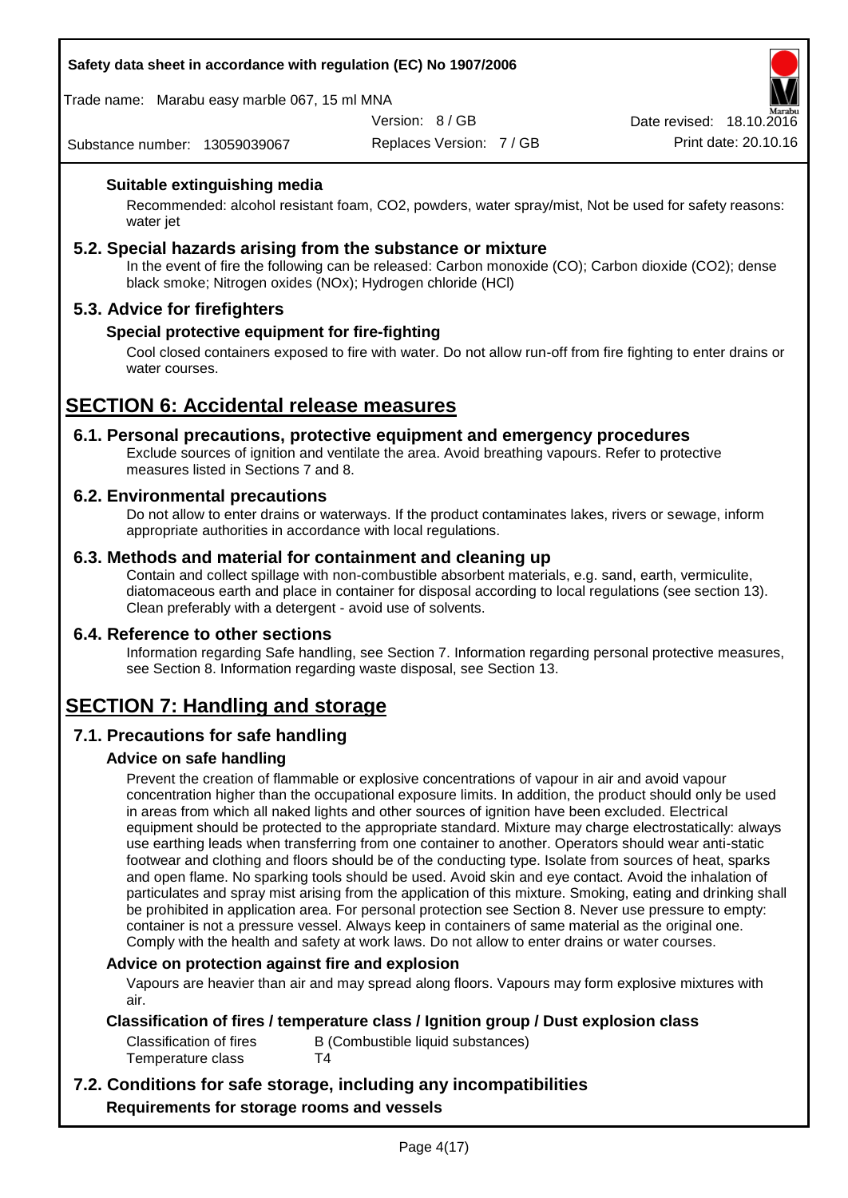### Suitable extinguishing media

Recommended: alcohol resistant foam, $CO_2$, powders, water spray/mist, Not be used for safety reasons: water jet

## 5.2. Special hazards arising from the substance or mixture

In the event of fire the following can be released: Carbon monoxide (CO); Carbon dioxide ($CO_2$); dense black smoke; Nitrogen oxides ($NO_x$); Hydrogen chloride (HCl)

## 5.3. Advice for firefighters

### Special protective equipment for fire-fighting

Cool closed containers exposed to fire with water. Do not allow run-off from fire fighting to enter drains or water courses.

# SECTION 6: Accidental release measures

## 6.1. Personal precautions, protective equipment and emergency procedures

Exclude sources of ignition and ventilate the area. Avoid breathing vapours. Refer to protective measures listed in Sections 7 and 8.

## 6.2. Environmental precautions

Do not allow to enter drains or waterways. If the product contaminates lakes, rivers or sewage, inform appropriate authorities in accordance with local regulations.

## 6.3. Methods and material for containment and cleaning up

Contain and collect spillage with non-combustible absorbent materials, e.g. sand, earth, vermiculite, diatomaceous earth and place in container for disposal according to local regulations (see section 13). Clean preferably with a detergent - avoid use of solvents.

## 6.4. Reference to other sections

Information regarding Safe handling, see Section 7. Information regarding personal protective measures, see Section 8. Information regarding waste disposal, see Section 13.

# SECTION 7: Handling and storage

## 7.1. Precautions for safe handling

### Advice on safe handling

Prevent the creation of flammable or explosive concentrations of vapour in air and avoid vapour concentration higher than the occupational exposure limits. In addition, the product should only be used in areas from which all naked lights and other sources of ignition have been excluded. Electrical equipment should be protected to the appropriate standard. Mixture may charge electrostatically: always use earthing leads when transferring from one container to another. Operators should wear anti-static footwear and clothing and floors should be of the conducting type. Isolate from sources of heat, sparks and open flame. No sparking tools should be used. Avoid skin and eye contact. Avoid the inhalation of particulates and spray mist arising from the application of this mixture. Smoking, eating and drinking shall be prohibited in application area. For personal protection see Section 8. Never use pressure to empty: container is not a pressure vessel. Always keep in containers of same material as the original one. Comply with the health and safety at work laws. Do not allow to enter drains or water courses.

### Advice on protection against fire and explosion

Vapours are heavier than air and may spread along floors. Vapours may form explosive mixtures with air.

### Classification of fires / temperature class / Ignition group / Dust explosion class

| | |
|---|---|
| Classification of fires | B (Combustible liquid substances) |
| Temperature class | T4 |

## 7.2. Conditions for safe storage, including any incompatibilities

### Requirements for storage rooms and vessels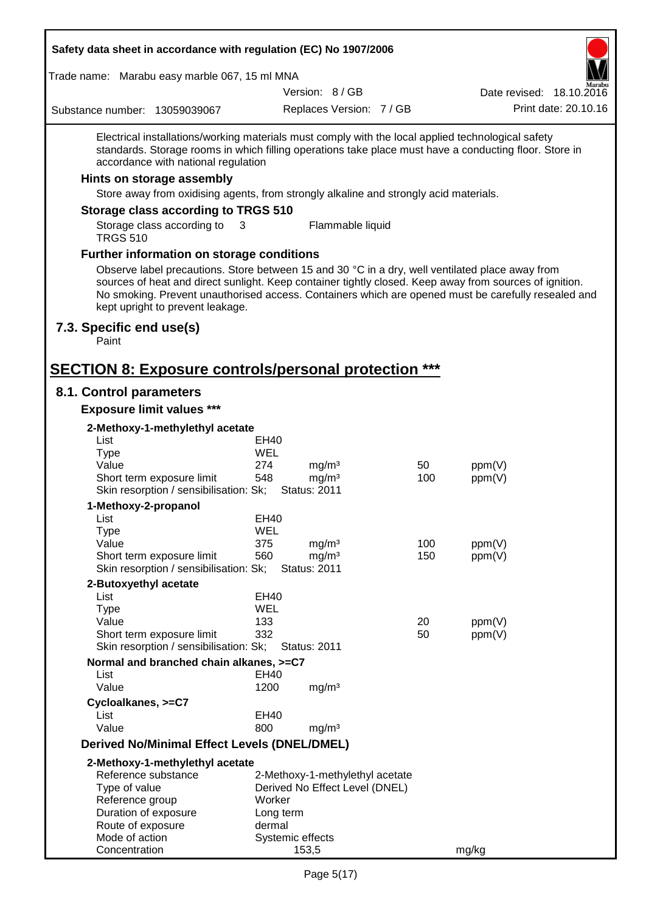Electrical installations/working materials must comply with the local applied technological safety standards. Storage rooms in which filling operations take place must have a conducting floor. Store in accordance with national regulation

### Hints on storage assembly

Store away from oxidising agents, from strongly alkaline and strongly acid materials.

### Storage class according to TRGS 510

| | | |
|---|---|---|
| Storage class according to TRGS 510 | 3 | Flammable liquid |

### Further information on storage conditions

Observe label precautions. Store between 15 and 30 °C in a dry, well ventilated place away from sources of heat and direct sunlight. Keep container tightly closed. Keep away from sources of ignition. No smoking. Prevent unauthorised access. Containers which are opened must be carefully resealed and kept upright to prevent leakage.

## 7.3. Specific end use(s)

Paint

# SECTION 8: Exposure controls/personal protection ***

## 8.1. Control parameters

### Exposure limit values ***

**2-Methoxy-1-methylethyl acetate**

| | | | | |
|---|---|---|---|---|
| List | EH40 | | | |
| Type | WEL | | | |
| Value | 274 | mg/m³ | 50 | ppm(V) |
| Short term exposure limit | 548 | mg/m³ | 100 | ppm(V) |
| Skin resorption / sensibilisation: Sk; | Status: 2011 | | | |

**1-Methoxy-2-propanol**

| | | | | |
|---|---|---|---|---|
| List | EH40 | | | |
| Type | WEL | | | |
| Value | 375 | mg/m³ | 100 | ppm(V) |
| Short term exposure limit | 560 | mg/m³ | 150 | ppm(V) |
| Skin resorption / sensibilisation: Sk; | Status: 2011 | | | |

**2-Butoxyethyl acetate**

| | | | | |
|---|---|---|---|---|
| List | EH40 | | | |
| Type | WEL | | | |
| Value | 133 | | 20 | ppm(V) |
| Short term exposure limit | 332 | | 50 | ppm(V) |
| Skin resorption / sensibilisation: Sk; | Status: 2011 | | | |

**Normal and branched chain alkanes, >=C7**

| | | |
|---|---|---|
| List | EH40 | |
| Value | 1200 | mg/m³ |

**Cycloalkanes, >=C7**

| | | |
|---|---|---|
| List | EH40 | |
| Value | 800 | mg/m³ |

### Derived No/Minimal Effect Levels (DNEL/DMEL)

**2-Methoxy-1-methylethyl acetate**

| | | |
|---|---|---|
| Reference substance | 2-Methoxy-1-methylethyl acetate | |
| Type of value | Derived No Effect Level (DNEL) | |
| Reference group | Worker | |
| Duration of exposure | Long term | |
| Route of exposure | dermal | |
| Mode of action | Systemic effects | |
| Concentration | 153,5 | mg/kg |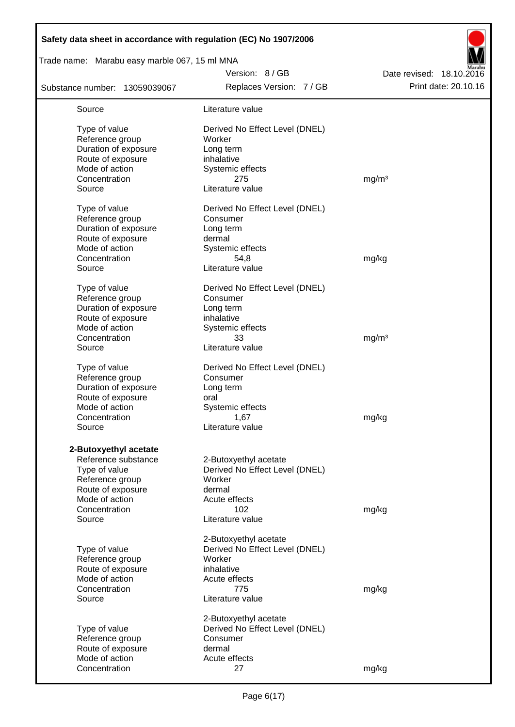| | | |
|---|---|---|
| Source | Literature value | |
| | | |
| Type of value | Derived No Effect Level (DNEL) | |
| Reference group | Worker | |
| Duration of exposure | Long term | |
| Route of exposure | inhalative | |
| Mode of action | Systemic effects | |
| Concentration | 275 | mg/m³ |
| Source | Literature value | |
| | | |
| Type of value | Derived No Effect Level (DNEL) | |
| Reference group | Consumer | |
| Duration of exposure | Long term | |
| Route of exposure | dermal | |
| Mode of action | Systemic effects | |
| Concentration | 54,8 | mg/kg |
| Source | Literature value | |
| | | |
| Type of value | Derived No Effect Level (DNEL) | |
| Reference group | Consumer | |
| Duration of exposure | Long term | |
| Route of exposure | inhalative | |
| Mode of action | Systemic effects | |
| Concentration | 33 | mg/m³ |
| Source | Literature value | |
| | | |
| Type of value | Derived No Effect Level (DNEL) | |
| Reference group | Consumer | |
| Duration of exposure | Long term | |
| Route of exposure | oral | |
| Mode of action | Systemic effects | |
| Concentration | 1,67 | mg/kg |
| Source | Literature value | |

**2-Butoxyethyl acetate**

| | | |
|---|---|---|
| Reference substance | 2-Butoxyethyl acetate | |
| Type of value | Derived No Effect Level (DNEL) | |
| Reference group | Worker | |
| Route of exposure | dermal | |
| Mode of action | Acute effects | |
| Concentration | 102 | mg/kg |
| Source | Literature value | |
| | | |
| | 2-Butoxyethyl acetate | |
| Type of value | Derived No Effect Level (DNEL) | |
| Reference group | Worker | |
| Route of exposure | inhalative | |
| Mode of action | Acute effects | |
| Concentration | 775 | mg/kg |
| Source | Literature value | |
| | | |
| | 2-Butoxyethyl acetate | |
| Type of value | Derived No Effect Level (DNEL) | |
| Reference group | Consumer | |
| Route of exposure | dermal | |
| Mode of action | Acute effects | |
| Concentration | 27 | mg/kg |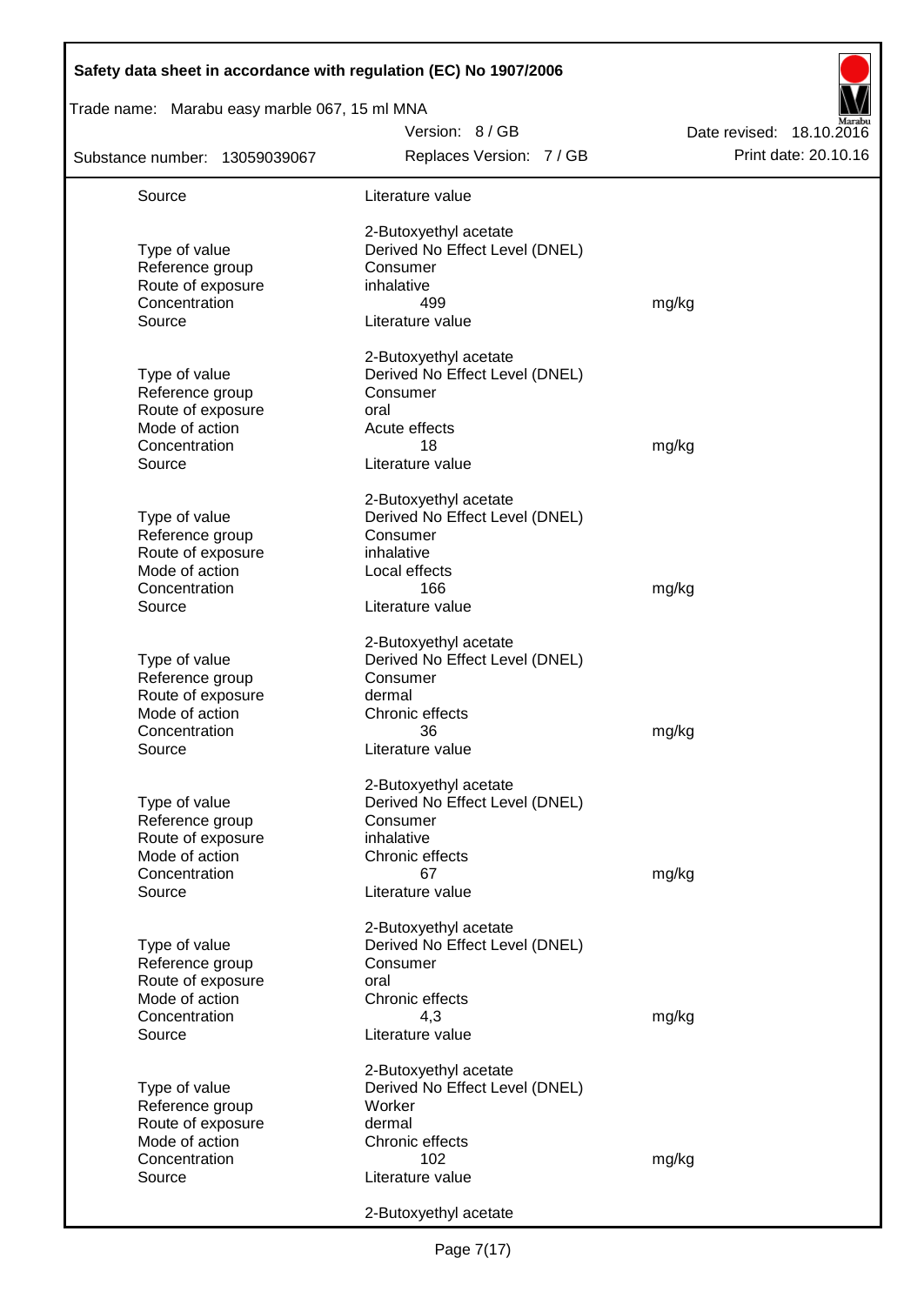| | | |
|---|---|---|
| Source | Literature value | |
| | 2-Butoxyethyl acetate | |
| Type of value | Derived No Effect Level (DNEL) | |
| Reference group | Consumer | |
| Route of exposure | inhalative | |
| Concentration | 499 | mg/kg |
| Source | Literature value | |
| | 2-Butoxyethyl acetate | |
| Type of value | Derived No Effect Level (DNEL) | |
| Reference group | Consumer | |
| Route of exposure | oral | |
| Mode of action | Acute effects | |
| Concentration | 18 | mg/kg |
| Source | Literature value | |
| | 2-Butoxyethyl acetate | |
| Type of value | Derived No Effect Level (DNEL) | |
| Reference group | Consumer | |
| Route of exposure | inhalative | |
| Mode of action | Local effects | |
| Concentration | 166 | mg/kg |
| Source | Literature value | |
| | 2-Butoxyethyl acetate | |
| Type of value | Derived No Effect Level (DNEL) | |
| Reference group | Consumer | |
| Route of exposure | dermal | |
| Mode of action | Chronic effects | |
| Concentration | 36 | mg/kg |
| Source | Literature value | |
| | 2-Butoxyethyl acetate | |
| Type of value | Derived No Effect Level (DNEL) | |
| Reference group | Consumer | |
| Route of exposure | inhalative | |
| Mode of action | Chronic effects | |
| Concentration | 67 | mg/kg |
| Source | Literature value | |
| | 2-Butoxyethyl acetate | |
| Type of value | Derived No Effect Level (DNEL) | |
| Reference group | Consumer | |
| Route of exposure | oral | |
| Mode of action | Chronic effects | |
| Concentration | 4,3 | mg/kg |
| Source | Literature value | |
| | 2-Butoxyethyl acetate | |
| Type of value | Derived No Effect Level (DNEL) | |
| Reference group | Worker | |
| Route of exposure | dermal | |
| Mode of action | Chronic effects | |
| Concentration | 102 | mg/kg |
| Source | Literature value | |
| | 2-Butoxyethyl acetate | |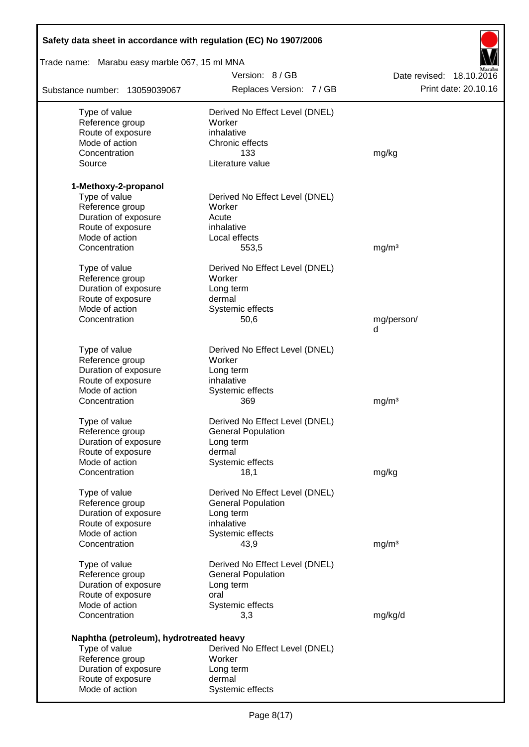| | | |
|---|---|---|
| Type of value | Derived No Effect Level (DNEL) | |
| Reference group | Worker | |
| Route of exposure | inhalative | |
| Mode of action | Chronic effects | |
| Concentration | 133 | mg/kg |
| Source | Literature value | |

**1-Methoxy-2-propanol**

| | | |
|---|---|---|
| Type of value | Derived No Effect Level (DNEL) | |
| Reference group | Worker | |
| Duration of exposure | Acute | |
| Route of exposure | inhalative | |
| Mode of action | Local effects | |
| Concentration | 553,5 | mg/m³ |

| | | |
|---|---|---|
| Type of value | Derived No Effect Level (DNEL) | |
| Reference group | Worker | |
| Duration of exposure | Long term | |
| Route of exposure | dermal | |
| Mode of action | Systemic effects | |
| Concentration | 50,6 | mg/person/d |

| | | |
|---|---|---|
| Type of value | Derived No Effect Level (DNEL) | |
| Reference group | Worker | |
| Duration of exposure | Long term | |
| Route of exposure | inhalative | |
| Mode of action | Systemic effects | |
| Concentration | 369 | mg/m³ |

| | | |
|---|---|---|
| Type of value | Derived No Effect Level (DNEL) | |
| Reference group | General Population | |
| Duration of exposure | Long term | |
| Route of exposure | dermal | |
| Mode of action | Systemic effects | |
| Concentration | 18,1 | mg/kg |

| | | |
|---|---|---|
| Type of value | Derived No Effect Level (DNEL) | |
| Reference group | General Population | |
| Duration of exposure | Long term | |
| Route of exposure | inhalative | |
| Mode of action | Systemic effects | |
| Concentration | 43,9 | mg/m³ |

| | | |
|---|---|---|
| Type of value | Derived No Effect Level (DNEL) | |
| Reference group | General Population | |
| Duration of exposure | Long term | |
| Route of exposure | oral | |
| Mode of action | Systemic effects | |
| Concentration | 3,3 | mg/kg/d |

**Naphtha (petroleum), hydrotreated heavy**

| | | |
|---|---|---|
| Type of value | Derived No Effect Level (DNEL) | |
| Reference group | Worker | |
| Duration of exposure | Long term | |
| Route of exposure | dermal | |
| Mode of action | Systemic effects | |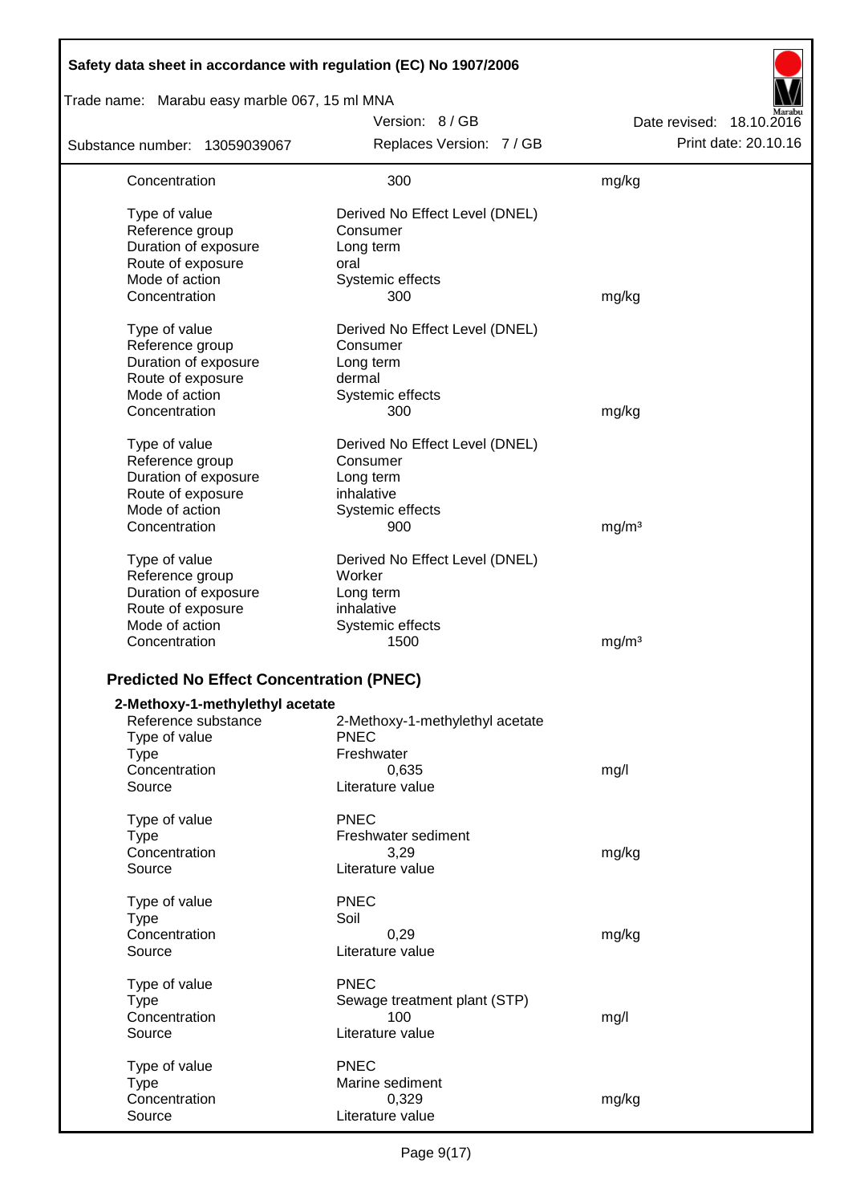| | | |
|---|---|---|
| Concentration | 300 | mg/kg |
| | | |
| Type of value | Derived No Effect Level (DNEL) | |
| Reference group | Consumer | |
| Duration of exposure | Long term | |
| Route of exposure | oral | |
| Mode of action | Systemic effects | |
| Concentration | 300 | mg/kg |
| | | |
| Type of value | Derived No Effect Level (DNEL) | |
| Reference group | Consumer | |
| Duration of exposure | Long term | |
| Route of exposure | dermal | |
| Mode of action | Systemic effects | |
| Concentration | 300 | mg/kg |
| | | |
| Type of value | Derived No Effect Level (DNEL) | |
| Reference group | Consumer | |
| Duration of exposure | Long term | |
| Route of exposure | inhalative | |
| Mode of action | Systemic effects | |
| Concentration | 900 | mg/m³ |
| | | |
| Type of value | Derived No Effect Level (DNEL) | |
| Reference group | Worker | |
| Duration of exposure | Long term | |
| Route of exposure | inhalative | |
| Mode of action | Systemic effects | |
| Concentration | 1500 | mg/m³ |

## Predicted No Effect Concentration (PNEC)

**2-Methoxy-1-methylethyl acetate**

| | | |
|---|---|---|
| Reference substance | 2-Methoxy-1-methylethyl acetate | |
| Type of value | PNEC | |
| Type | Freshwater | |
| Concentration | 0,635 | mg/l |
| Source | Literature value | |
| | | |
| Type of value | PNEC | |
| Type | Freshwater sediment | |
| Concentration | 3,29 | mg/kg |
| Source | Literature value | |
| | | |
| Type of value | PNEC | |
| Type | Soil | |
| Concentration | 0,29 | mg/kg |
| Source | Literature value | |
| | | |
| Type of value | PNEC | |
| Type | Sewage treatment plant (STP) | |
| Concentration | 100 | mg/l |
| Source | Literature value | |
| | | |
| Type of value | PNEC | |
| Type | Marine sediment | |
| Concentration | 0,329 | mg/kg |
| Source | Literature value | |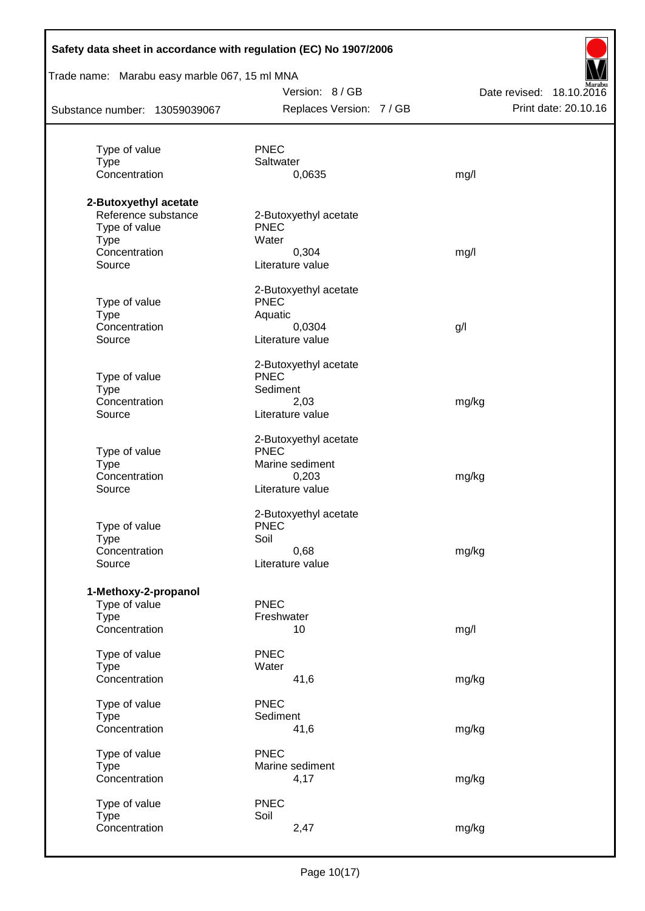| | | |
|---|---|---|
| Type of value | PNEC | |
| Type | Saltwater | |
| Concentration | 0,0635 | mg/l |

**2-Butoxyethyl acetate**

| | | |
|---|---|---|
| Reference substance | 2-Butoxyethyl acetate | |
| Type of value | PNEC | |
| Type | Water | |
| Concentration | 0,304 | mg/l |
| Source | Literature value | |
| | 2-Butoxyethyl acetate | |
| Type of value | PNEC | |
| Type | Aquatic | |
| Concentration | 0,0304 | g/l |
| Source | Literature value | |
| | 2-Butoxyethyl acetate | |
| Type of value | PNEC | |
| Type | Sediment | |
| Concentration | 2,03 | mg/kg |
| Source | Literature value | |
| | 2-Butoxyethyl acetate | |
| Type of value | PNEC | |
| Type | Marine sediment | |
| Concentration | 0,203 | mg/kg |
| Source | Literature value | |
| | 2-Butoxyethyl acetate | |
| Type of value | PNEC | |
| Type | Soil | |
| Concentration | 0,68 | mg/kg |
| Source | Literature value | |

**1-Methoxy-2-propanol**

| | | |
|---|---|---|
| Type of value | PNEC | |
| Type | Freshwater | |
| Concentration | 10 | mg/l |
| Type of value | PNEC | |
| Type | Water | |
| Concentration | 41,6 | mg/kg |
| Type of value | PNEC | |
| Type | Sediment | |
| Concentration | 41,6 | mg/kg |
| Type of value | PNEC | |
| Type | Marine sediment | |
| Concentration | 4,17 | mg/kg |
| Type of value | PNEC | |
| Type | Soil | |
| Concentration | 2,47 | mg/kg |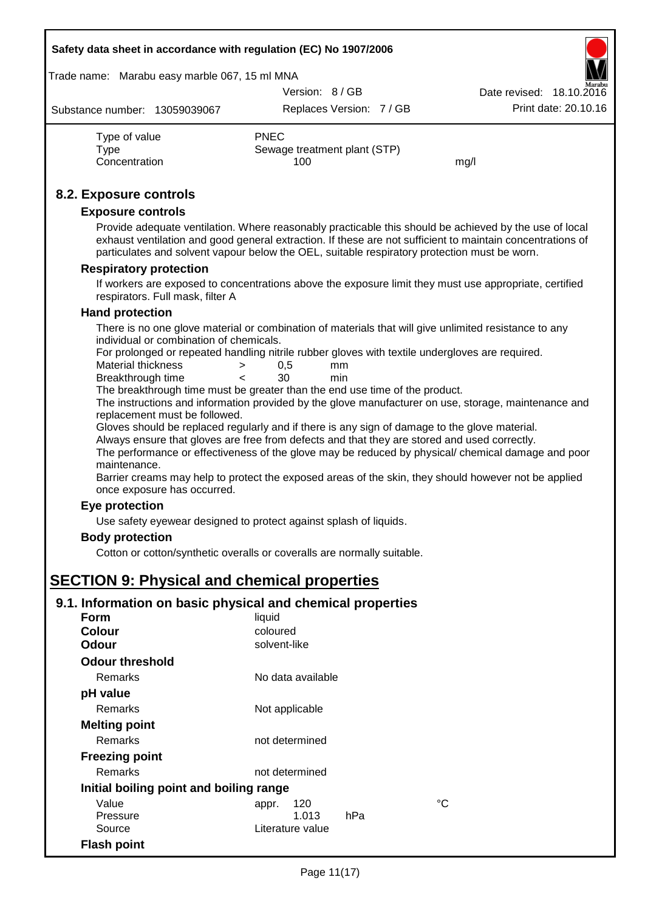| | | |
|---|---|---|
| Type of value | PNEC | |
| Type | Sewage treatment plant (STP) | |
| Concentration | 100 | mg/l |

## 8.2. Exposure controls

### Exposure controls

Provide adequate ventilation. Where reasonably practicable this should be achieved by the use of local exhaust ventilation and good general extraction. If these are not sufficient to maintain concentrations of particulates and solvent vapour below the OEL, suitable respiratory protection must be worn.

### Respiratory protection

If workers are exposed to concentrations above the exposure limit they must use appropriate, certified respirators. Full mask, filter A

### Hand protection

There is no one glove material or combination of materials that will give unlimited resistance to any individual or combination of chemicals.

For prolonged or repeated handling nitrile rubber gloves with textile undergloves are required.

| | | | |
|---|---|---|---|
| Material thickness | > | 0,5 | mm |
| Breakthrough time | < | 30 | min |

The breakthrough time must be greater than the end use time of the product.

The instructions and information provided by the glove manufacturer on use, storage, maintenance and replacement must be followed.

Gloves should be replaced regularly and if there is any sign of damage to the glove material.

Always ensure that gloves are free from defects and that they are stored and used correctly.

The performance or effectiveness of the glove may be reduced by physical/ chemical damage and poor maintenance.

Barrier creams may help to protect the exposed areas of the skin, they should however not be applied once exposure has occurred.

### Eye protection

Use safety eyewear designed to protect against splash of liquids.

### Body protection

Cotton or cotton/synthetic overalls or coveralls are normally suitable.

# SECTION 9: Physical and chemical properties

## 9.1. Information on basic physical and chemical properties

**Form** liquid

**Colour** coloured

**Odour** solvent-like

**Odour threshold**

Remarks: No data available

**pH value**

Remarks: Not applicable

**Melting point**

Remarks: not determined

**Freezing point**

Remarks: not determined

**Initial boiling point and boiling range**

| | | |
|---|---|---|
| Value | appr. 120 | °C |
| Pressure | 1.013 hPa | |
| Source | Literature value | |

**Flash point**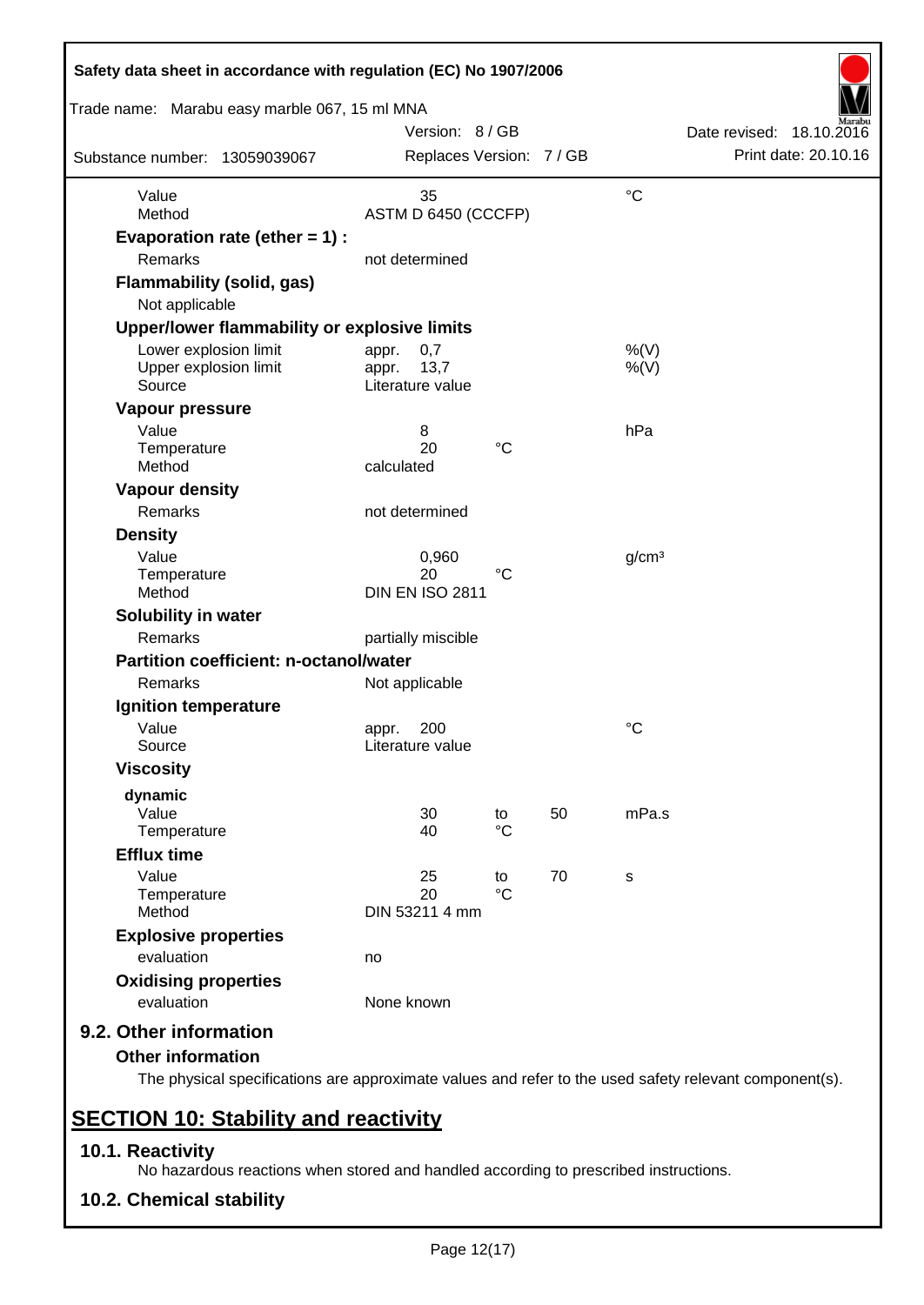| | | | | |
|---|---|---|---|---|
| Value | 35 | | | °C |
| Method | ASTM D 6450 (CCCFP) | | | |

**Evaporation rate (ether = 1) :**

| | |
|---|---|
| Remarks | not determined |

**Flammability (solid, gas)**

Not applicable

**Upper/lower flammability or explosive limits**

| | | | | |
|---|---|---|---|---|
| Lower explosion limit | appr. 0,7 | | | %(V) |
| Upper explosion limit | appr. 13,7 | | | %(V) |
| Source | Literature value | | | |

**Vapour pressure**

| | | | | |
|---|---|---|---|---|
| Value | 8 | | | hPa |
| Temperature | 20 | °C | | |
| Method | calculated | | | |

**Vapour density**

| | |
|---|---|
| Remarks | not determined |

**Density**

| | | | | |
|---|---|---|---|---|
| Value | 0,960 | | | g/cm³ |
| Temperature | 20 | °C | | |
| Method | DIN EN ISO 2811 | | | |

**Solubility in water**

| | |
|---|---|
| Remarks | partially miscible |

**Partition coefficient: n-octanol/water**

| | |
|---|---|
| Remarks | Not applicable |

**Ignition temperature**

| | | | | |
|---|---|---|---|---|
| Value | appr. 200 | | | °C |
| Source | Literature value | | | |

**Viscosity**

**dynamic**

| | | | | |
|---|---|---|---|---|
| Value | 30 | to | 50 | mPa.s |
| Temperature | 40 | °C | | |

**Efflux time**

| | | | | |
|---|---|---|---|---|
| Value | 25 | to | 70 | s |
| Temperature | 20 | °C | | |
| Method | DIN 53211 4 mm | | | |

**Explosive properties**

| | |
|---|---|
| evaluation | no |

**Oxidising properties**

| | |
|---|---|
| evaluation | None known |

### 9.2. Other information

**Other information**

The physical specifications are approximate values and refer to the used safety relevant component(s).

## SECTION 10: Stability and reactivity

### 10.1. Reactivity

No hazardous reactions when stored and handled according to prescribed instructions.

### 10.2. Chemical stability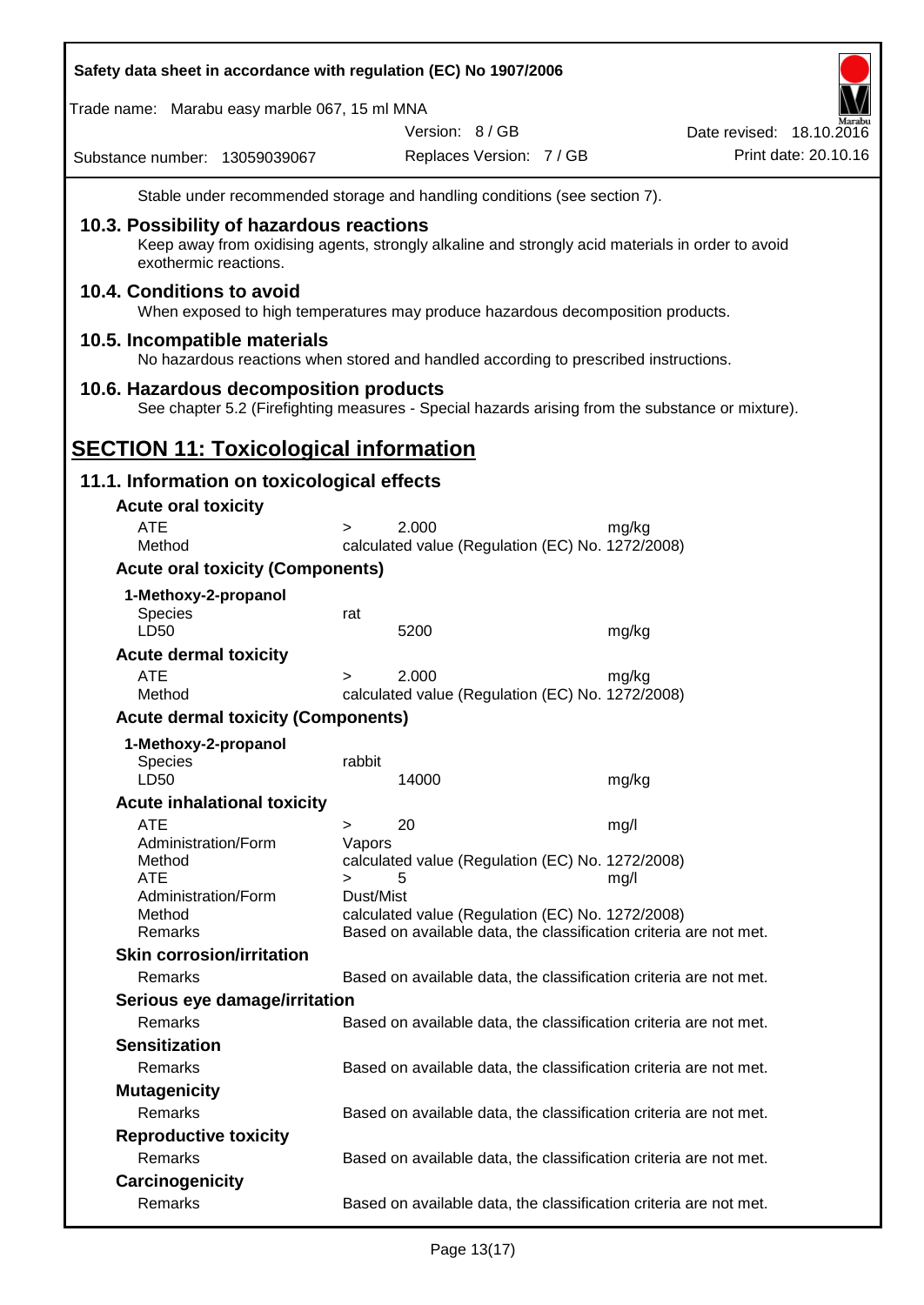Stable under recommended storage and handling conditions (see section 7).

### 10.3. Possibility of hazardous reactions

Keep away from oxidising agents, strongly alkaline and strongly acid materials in order to avoid exothermic reactions.

### 10.4. Conditions to avoid

When exposed to high temperatures may produce hazardous decomposition products.

### 10.5. Incompatible materials

No hazardous reactions when stored and handled according to prescribed instructions.

### 10.6. Hazardous decomposition products

See chapter 5.2 (Firefighting measures - Special hazards arising from the substance or mixture).

## SECTION 11: Toxicological information

### 11.1. Information on toxicological effects

**Acute oral toxicity**

| | | | |
|---|---|---|---|
| ATE | > | 2.000 | mg/kg |
| Method | calculated value (Regulation (EC) No. 1272/2008) | | |

**Acute oral toxicity (Components)**

**1-Methoxy-2-propanol**

| | | | |
|---|---|---|---|
| Species | rat | | |
| LD50 | | 5200 | mg/kg |

**Acute dermal toxicity**

| | | | |
|---|---|---|---|
| ATE | > | 2.000 | mg/kg |
| Method | calculated value (Regulation (EC) No. 1272/2008) | | |

**Acute dermal toxicity (Components)**

**1-Methoxy-2-propanol**

| | | | |
|---|---|---|---|
| Species | rabbit | | |
| LD50 | | 14000 | mg/kg |

**Acute inhalational toxicity**

| | | | |
|---|---|---|---|
| ATE | > | 20 | mg/l |
| Administration/Form | Vapors | | |
| Method | calculated value (Regulation (EC) No. 1272/2008) | | |
| ATE | > | 5 | mg/l |
| Administration/Form | Dust/Mist | | |
| Method | calculated value (Regulation (EC) No. 1272/2008) | | |
| Remarks | Based on available data, the classification criteria are not met. | | |

**Skin corrosion/irritation**

Remarks: Based on available data, the classification criteria are not met.

**Serious eye damage/irritation**

Remarks: Based on available data, the classification criteria are not met.

**Sensitization**

Remarks: Based on available data, the classification criteria are not met.

**Mutagenicity**

Remarks: Based on available data, the classification criteria are not met.

**Reproductive toxicity**

Remarks: Based on available data, the classification criteria are not met.

**Carcinogenicity**

Remarks: Based on available data, the classification criteria are not met.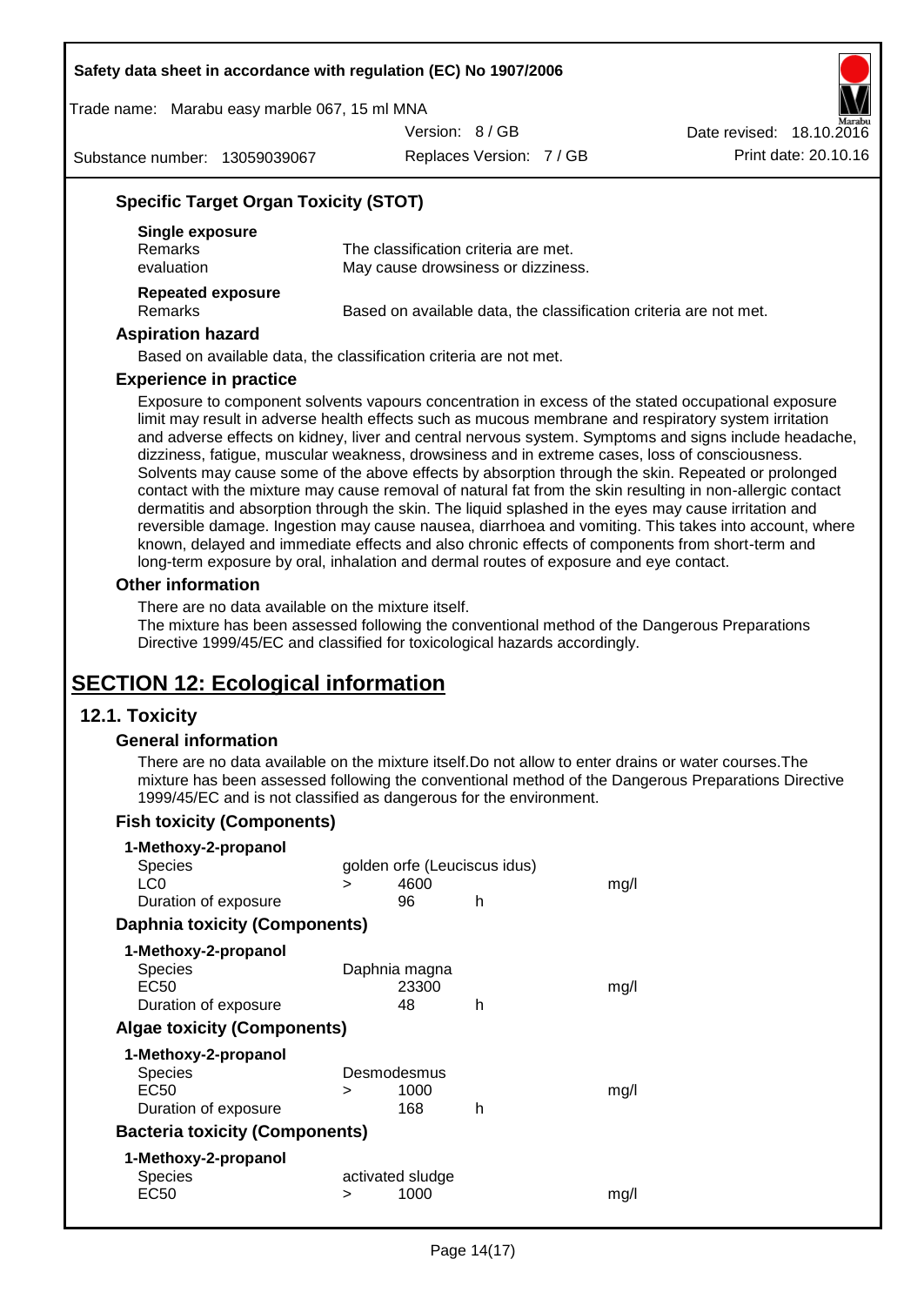### Specific Target Organ Toxicity (STOT)

**Single exposure**

| | |
|---|---|
| Remarks | The classification criteria are met. |
| evaluation | May cause drowsiness or dizziness. |

**Repeated exposure**

| | |
|---|---|
| Remarks | Based on available data, the classification criteria are not met. |

### Aspiration hazard

Based on available data, the classification criteria are not met.

### Experience in practice

Exposure to component solvents vapours concentration in excess of the stated occupational exposure limit may result in adverse health effects such as mucous membrane and respiratory system irritation and adverse effects on kidney, liver and central nervous system. Symptoms and signs include headache, dizziness, fatigue, muscular weakness, drowsiness and in extreme cases, loss of consciousness. Solvents may cause some of the above effects by absorption through the skin. Repeated or prolonged contact with the mixture may cause removal of natural fat from the skin resulting in non-allergic contact dermatitis and absorption through the skin. The liquid splashed in the eyes may cause irritation and reversible damage. Ingestion may cause nausea, diarrhoea and vomiting. This takes into account, where known, delayed and immediate effects and also chronic effects of components from short-term and long-term exposure by oral, inhalation and dermal routes of exposure and eye contact.

### Other information

There are no data available on the mixture itself.
The mixture has been assessed following the conventional method of the Dangerous Preparations Directive 1999/45/EC and classified for toxicological hazards accordingly.

# SECTION 12: Ecological information

## 12.1. Toxicity

### General information

There are no data available on the mixture itself.Do not allow to enter drains or water courses.The mixture has been assessed following the conventional method of the Dangerous Preparations Directive 1999/45/EC and is not classified as dangerous for the environment.

### Fish toxicity (Components)

**1-Methoxy-2-propanol**

| | | | | |
|---|---|---|---|---|
| Species | | golden orfe (Leuciscus idus) | | |
| LC0 | > | 4600 | | mg/l |
| Duration of exposure | | 96 | h | |

### Daphnia toxicity (Components)

**1-Methoxy-2-propanol**

| | | | | |
|---|---|---|---|---|
| Species | | Daphnia magna | | |
| EC50 | | 23300 | | mg/l |
| Duration of exposure | | 48 | h | |

### Algae toxicity (Components)

**1-Methoxy-2-propanol**

| | | | | |
|---|---|---|---|---|
| Species | | Desmodesmus | | |
| EC50 | > | 1000 | | mg/l |
| Duration of exposure | | 168 | h | |

### Bacteria toxicity (Components)

**1-Methoxy-2-propanol**

| | | | | |
|---|---|---|---|---|
| Species | | activated sludge | | |
| EC50 | > | 1000 | | mg/l |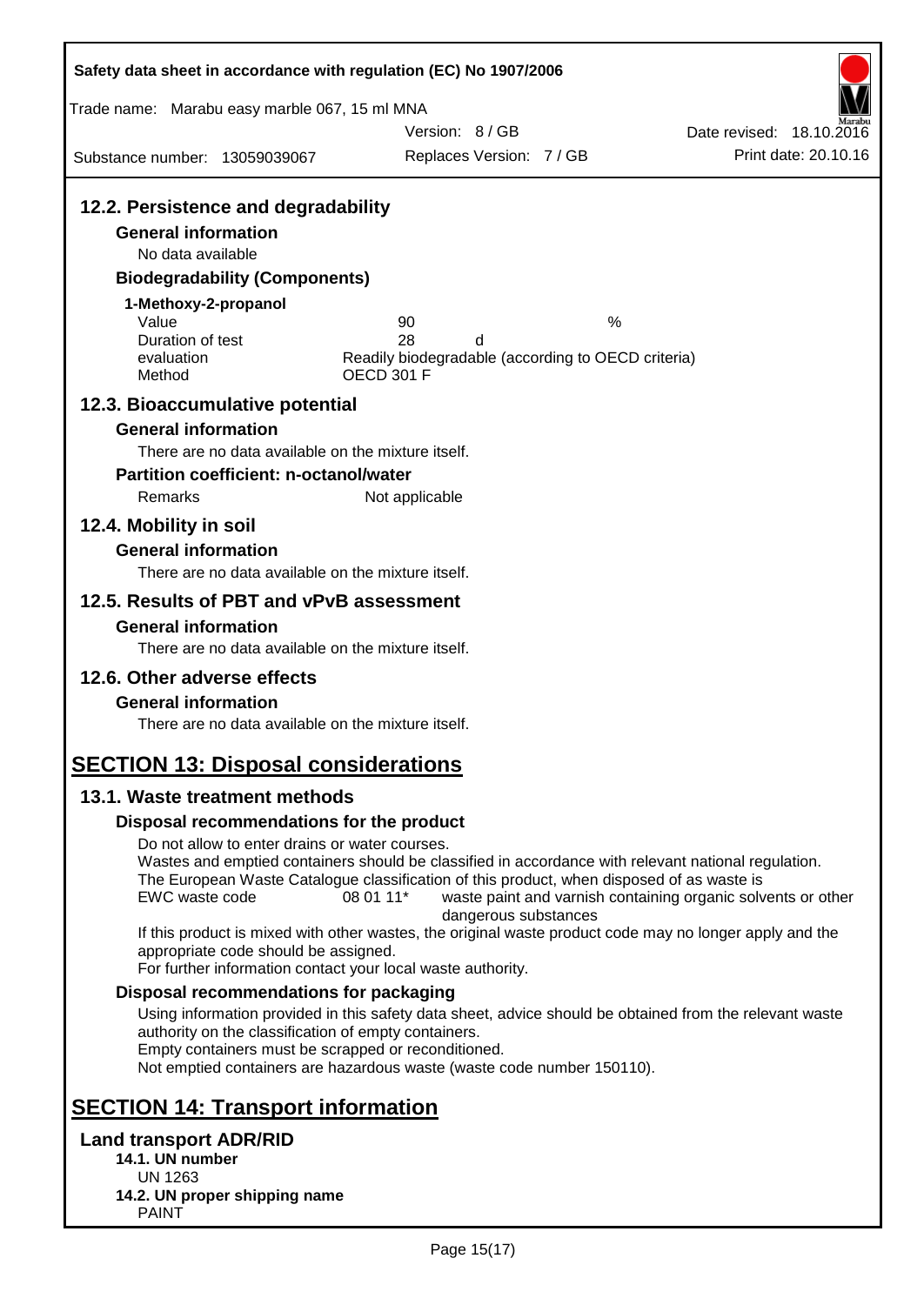## 12.2. Persistence and degradability

### General information

No data available

### Biodegradability (Components)

**1-Methoxy-2-propanol**

| | | |
|---|---|---|
| Value | 90 | % |
| Duration of test | 28 | d |
| evaluation | Readily biodegradable (according to OECD criteria) | |
| Method | OECD 301 F | |

## 12.3. Bioaccumulative potential

### General information

There are no data available on the mixture itself.

### Partition coefficient: n-octanol/water

Remarks Not applicable

## 12.4. Mobility in soil

### General information

There are no data available on the mixture itself.

## 12.5. Results of PBT and vPvB assessment

### General information

There are no data available on the mixture itself.

## 12.6. Other adverse effects

### General information

There are no data available on the mixture itself.

# SECTION 13: Disposal considerations

## 13.1. Waste treatment methods

### Disposal recommendations for the product

Do not allow to enter drains or water courses.
Wastes and emptied containers should be classified in accordance with relevant national regulation.
The European Waste Catalogue classification of this product, when disposed of as waste is

| | | |
|---|---|---|
| EWC waste code | 08 01 11* | waste paint and varnish containing organic solvents or other dangerous substances |

If this product is mixed with other wastes, the original waste product code may no longer apply and the appropriate code should be assigned.
For further information contact your local waste authority.

### Disposal recommendations for packaging

Using information provided in this safety data sheet, advice should be obtained from the relevant waste authority on the classification of empty containers.
Empty containers must be scrapped or reconditioned.
Not emptied containers are hazardous waste (waste code number 150110).

# SECTION 14: Transport information

## Land transport ADR/RID

**14.1. UN number**
UN 1263

**14.2. UN proper shipping name**
PAINT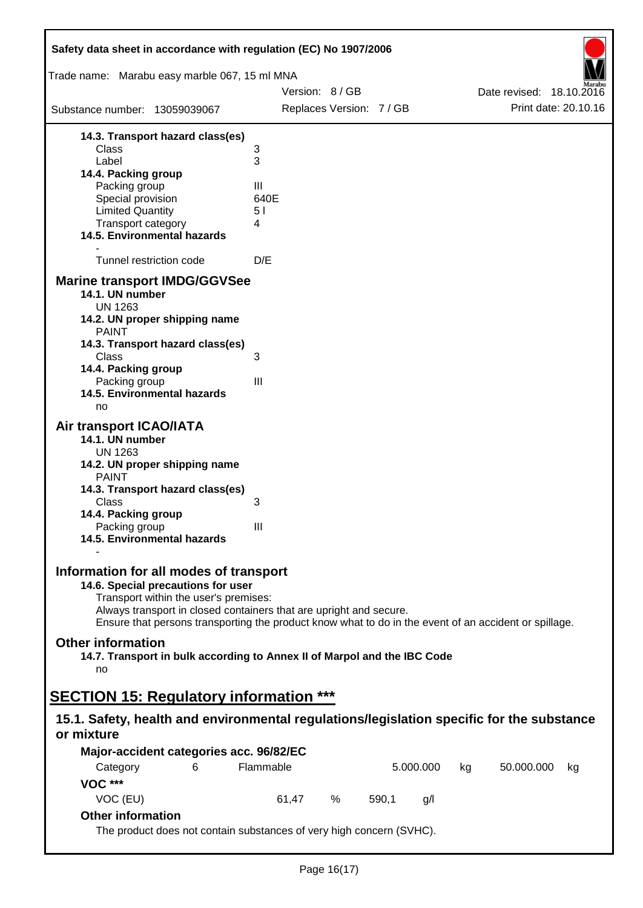**14.3. Transport hazard class(es)**

| | |
|---|---|
| Class | 3 |
| Label | 3 |

**14.4. Packing group**

| | |
|---|---|
| Packing group | III |
| Special provision | 640E |
| Limited Quantity | 5 l |
| Transport category | 4 |

**14.5. Environmental hazards**

-

| | |
|---|---|
| Tunnel restriction code | D/E |

## Marine transport IMDG/GGVSee

**14.1. UN number**

UN 1263

**14.2. UN proper shipping name**

PAINT

**14.3. Transport hazard class(es)**

| | |
|---|---|
| Class | 3 |

**14.4. Packing group**

| | |
|---|---|
| Packing group | III |

**14.5. Environmental hazards**

no

## Air transport ICAO/IATA

**14.1. UN number**

UN 1263

**14.2. UN proper shipping name**

PAINT

**14.3. Transport hazard class(es)**

| | |
|---|---|
| Class | 3 |

**14.4. Packing group**

| | |
|---|---|
| Packing group | III |

**14.5. Environmental hazards**

-

## Information for all modes of transport

**14.6. Special precautions for user**

Transport within the user's premises:
Always transport in closed containers that are upright and secure.
Ensure that persons transporting the product know what to do in the event of an accident or spillage.

## Other information

**14.7. Transport in bulk according to Annex II of Marpol and the IBC Code**

no

# SECTION 15: Regulatory information ***

## 15.1. Safety, health and environmental regulations/legislation specific for the substance or mixture

**Major-accident categories acc. 96/82/EC**

| Category | 6 | Flammable | 5.000.000 | kg | 50.000.000 | kg |
|---|---|---|---|---|---|---|

**VOC *****

| VOC (EU) | 61,47 | % | 590,1 | g/l |
|---|---|---|---|---|

**Other information**

The product does not contain substances of very high concern (SVHC).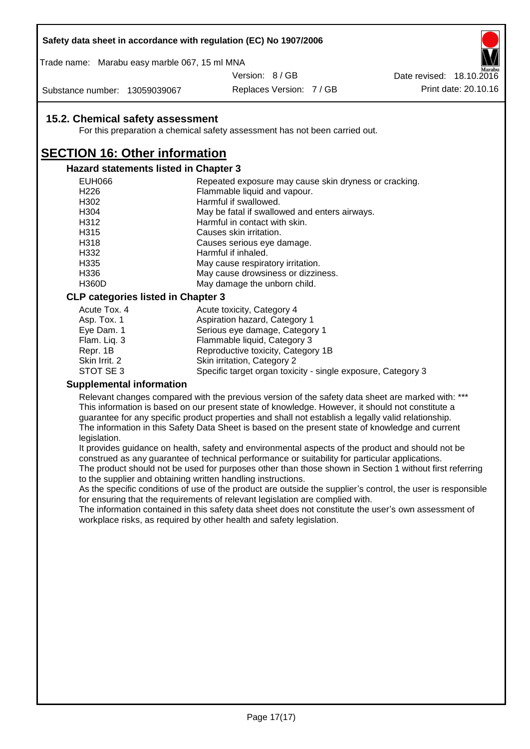## 15.2. Chemical safety assessment

For this preparation a chemical safety assessment has not been carried out.

# SECTION 16: Other information

### Hazard statements listed in Chapter 3

| | |
|---|---|
| EUH066 | Repeated exposure may cause skin dryness or cracking. |
| H226 | Flammable liquid and vapour. |
| H302 | Harmful if swallowed. |
| H304 | May be fatal if swallowed and enters airways. |
| H312 | Harmful in contact with skin. |
| H315 | Causes skin irritation. |
| H318 | Causes serious eye damage. |
| H332 | Harmful if inhaled. |
| H335 | May cause respiratory irritation. |
| H336 | May cause drowsiness or dizziness. |
| H360D | May damage the unborn child. |

### CLP categories listed in Chapter 3

| | |
|---|---|
| Acute Tox. 4 | Acute toxicity, Category 4 |
| Asp. Tox. 1 | Aspiration hazard, Category 1 |
| Eye Dam. 1 | Serious eye damage, Category 1 |
| Flam. Liq. 3 | Flammable liquid, Category 3 |
| Repr. 1B | Reproductive toxicity, Category 1B |
| Skin Irrit. 2 | Skin irritation, Category 2 |
| STOT SE 3 | Specific target organ toxicity - single exposure, Category 3 |

### Supplemental information

Relevant changes compared with the previous version of the safety data sheet are marked with: ***
This information is based on our present state of knowledge. However, it should not constitute a guarantee for any specific product properties and shall not establish a legally valid relationship.
The information in this Safety Data Sheet is based on the present state of knowledge and current legislation.
It provides guidance on health, safety and environmental aspects of the product and should not be construed as any guarantee of technical performance or suitability for particular applications.
The product should not be used for purposes other than those shown in Section 1 without first referring to the supplier and obtaining written handling instructions.
As the specific conditions of use of the product are outside the supplier's control, the user is responsible for ensuring that the requirements of relevant legislation are complied with.
The information contained in this safety data sheet does not constitute the user's own assessment of workplace risks, as required by other health and safety legislation.